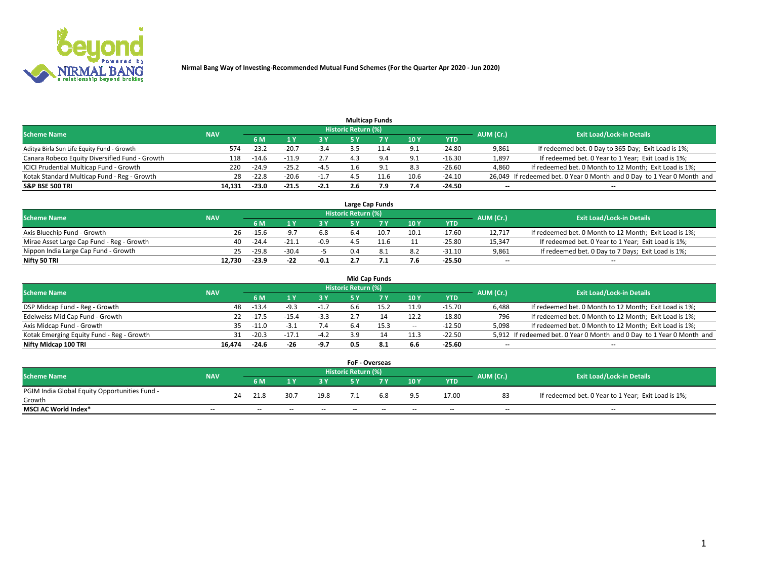# Nirmal Bang Way of Investing-Recommended Mutual Fund Schemes (For the Quarter Apr 2020 - Jun 2020)

## Multicap Funds

| Scheme Name | NAV | Historic Return (%) | | | | | | | AUM (Cr.) | Exit Load/Lock-in Details |
|---|---|---|---|---|---|---|---|---|---|---|
| | | 6 M | 1 Y | 3 Y | 5 Y | 7 Y | 10 Y | YTD | | |
| Aditya Birla Sun Life Equity Fund - Growth | 574 | -23.2 | -20.7 | -3.4 | 3.5 | 11.4 | 9.1 | -24.80 | 9,861 | If redeemed bet. 0 Day to 365 Day; Exit Load is 1%; |
| Canara Robeco Equity Diversified Fund - Growth | 118 | -14.6 | -11.9 | 2.7 | 4.3 | 9.4 | 9.1 | -16.30 | 1,897 | If redeemed bet. 0 Year to 1 Year; Exit Load is 1%; |
| ICICI Prudential Multicap Fund - Growth | 220 | -24.9 | -25.2 | -4.5 | 1.6 | 9.1 | 8.3 | -26.60 | 4,860 | If redeemed bet. 0 Month to 12 Month; Exit Load is 1%; |
| Kotak Standard Multicap Fund - Reg - Growth | 28 | -22.8 | -20.6 | -1.7 | 4.5 | 11.6 | 10.6 | -24.10 | 26,049 | If redeemed bet. 0 Year 0 Month and 0 Day to 1 Year 0 Month and |
| **S&P BSE 500 TRI** | **14,131** | **-23.0** | **-21.5** | **-2.1** | **2.6** | **7.9** | **7.4** | **-24.50** | **--** | **--** |

## Large Cap Funds

| Scheme Name | NAV | Historic Return (%) | | | | | | | AUM (Cr.) | Exit Load/Lock-in Details |
|---|---|---|---|---|---|---|---|---|---|---|
| | | 6 M | 1 Y | 3 Y | 5 Y | 7 Y | 10 Y | YTD | | |
| Axis Bluechip Fund - Growth | 26 | -15.6 | -9.7 | 6.8 | 6.4 | 10.7 | 10.1 | -17.60 | 12,717 | If redeemed bet. 0 Month to 12 Month; Exit Load is 1%; |
| Mirae Asset Large Cap Fund - Reg - Growth | 40 | -24.4 | -21.1 | -0.9 | 4.5 | 11.6 | 11 | -25.80 | 15,347 | If redeemed bet. 0 Year to 1 Year; Exit Load is 1%; |
| Nippon India Large Cap Fund - Growth | 25 | -29.8 | -30.4 | -5 | 0.4 | 8.1 | 8.2 | -31.10 | 9,861 | If redeemed bet. 0 Day to 7 Days; Exit Load is 1%; |
| **Nifty 50 TRI** | **12,730** | **-23.9** | **-22** | **-0.1** | **2.7** | **7.1** | **7.6** | **-25.50** | **--** | **--** |

## Mid Cap Funds

| Scheme Name | NAV | Historic Return (%) | | | | | | | AUM (Cr.) | Exit Load/Lock-in Details |
|---|---|---|---|---|---|---|---|---|---|---|
| | | 6 M | 1 Y | 3 Y | 5 Y | 7 Y | 10 Y | YTD | | |
| DSP Midcap Fund - Reg - Growth | 48 | -13.4 | -9.3 | -1.7 | 6.6 | 15.2 | 11.9 | -15.70 | 6,488 | If redeemed bet. 0 Month to 12 Month; Exit Load is 1%; |
| Edelweiss Mid Cap Fund - Growth | 22 | -17.5 | -15.4 | -3.3 | 2.7 | 14 | 12.2 | -18.80 | 796 | If redeemed bet. 0 Month to 12 Month; Exit Load is 1%; |
| Axis Midcap Fund - Growth | 35 | -11.0 | -3.1 | 7.4 | 6.4 | 15.3 | -- | -12.50 | 5,098 | If redeemed bet. 0 Month to 12 Month; Exit Load is 1%; |
| Kotak Emerging Equity Fund - Reg - Growth | 31 | -20.3 | -17.1 | -4.2 | 3.9 | 14 | 11.3 | -22.50 | 5,912 | If redeemed bet. 0 Year 0 Month and 0 Day to 1 Year 0 Month and |
| **Nifty Midcap 100 TRI** | **16,474** | **-24.6** | **-26** | **-9.7** | **0.5** | **8.1** | **6.6** | **-25.60** | **--** | **--** |

## FoF - Overseas

| Scheme Name | NAV | Historic Return (%) | | | | | | | AUM (Cr.) | Exit Load/Lock-in Details |
|---|---|---|---|---|---|---|---|---|---|---|
| | | 6 M | 1 Y | 3 Y | 5 Y | 7 Y | 10 Y | YTD | | |
| PGIM India Global Equity Opportunities Fund - Growth | 24 | 21.8 | 30.7 | 19.8 | 7.1 | 6.8 | 9.5 | 17.00 | 83 | If redeemed bet. 0 Year to 1 Year; Exit Load is 1%; |
| **MSCI AC World Index*** | **--** | **--** | **--** | **--** | **--** | **--** | **--** | **--** | **--** | **--** |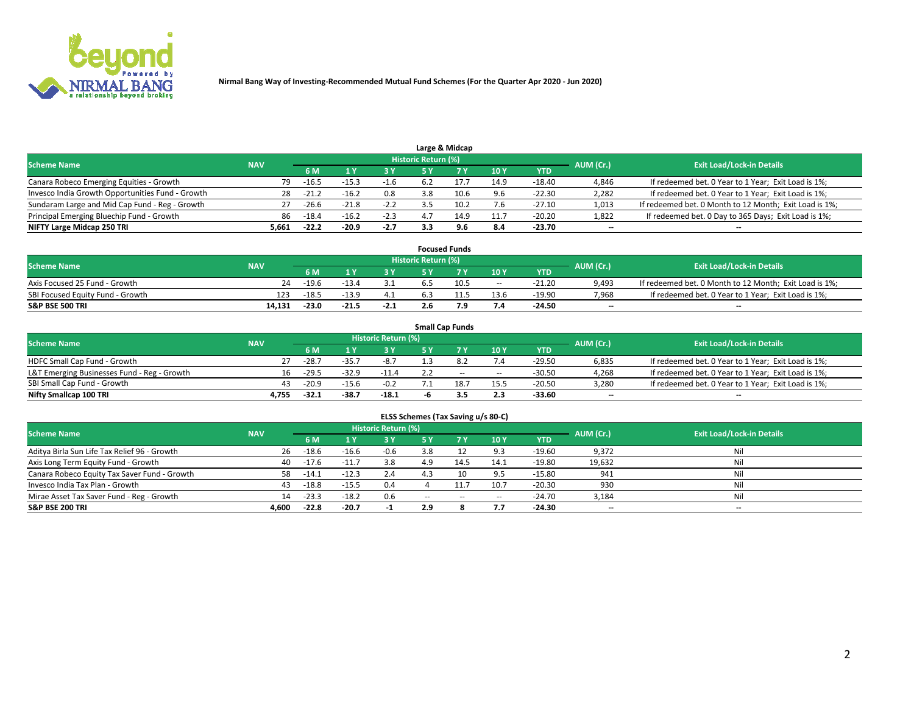Nirmal Bang Way of Investing-Recommended Mutual Fund Schemes (For the Quarter Apr 2020 - Jun 2020)

## Large & Midcap

| Scheme Name | NAV | Historic Return (%) | | | | | | | AUM (Cr.) | Exit Load/Lock-in Details |
|---|---|---|---|---|---|---|---|---|---|---|
| | | 6 M | 1 Y | 3 Y | 5 Y | 7 Y | 10 Y | YTD | | |
| Canara Robeco Emerging Equities - Growth | 79 | -16.5 | -15.3 | -1.6 | 6.2 | 17.7 | 14.9 | -18.40 | 4,846 | If redeemed bet. 0 Year to 1 Year; Exit Load is 1%; |
| Invesco India Growth Opportunities Fund - Growth | 28 | -21.2 | -16.2 | 0.8 | 3.8 | 10.6 | 9.6 | -22.30 | 2,282 | If redeemed bet. 0 Year to 1 Year; Exit Load is 1%; |
| Sundaram Large and Mid Cap Fund - Reg - Growth | 27 | -26.6 | -21.8 | -2.2 | 3.5 | 10.2 | 7.6 | -27.10 | 1,013 | If redeemed bet. 0 Month to 12 Month; Exit Load is 1%; |
| Principal Emerging Bluechip Fund - Growth | 86 | -18.4 | -16.2 | -2.3 | 4.7 | 14.9 | 11.7 | -20.20 | 1,822 | If redeemed bet. 0 Day to 365 Days; Exit Load is 1%; |
| **NIFTY Large Midcap 250 TRI** | **5,661** | **-22.2** | **-20.9** | **-2.7** | **3.3** | **9.6** | **8.4** | **-23.70** | **--** | **--** |

## Focused Funds

| Scheme Name | NAV | Historic Return (%) | | | | | | | AUM (Cr.) | Exit Load/Lock-in Details |
|---|---|---|---|---|---|---|---|---|---|---|
| | | 6 M | 1 Y | 3 Y | 5 Y | 7 Y | 10 Y | YTD | | |
| Axis Focused 25 Fund - Growth | 24 | -19.6 | -13.4 | 3.1 | 6.5 | 10.5 | -- | -21.20 | 9,493 | If redeemed bet. 0 Month to 12 Month; Exit Load is 1%; |
| SBI Focused Equity Fund - Growth | 123 | -18.5 | -13.9 | 4.1 | 6.3 | 11.5 | 13.6 | -19.90 | 7,968 | If redeemed bet. 0 Year to 1 Year; Exit Load is 1%; |
| **S&P BSE 500 TRI** | **14,131** | **-23.0** | **-21.5** | **-2.1** | **2.6** | **7.9** | **7.4** | **-24.50** | **--** | **--** |

## Small Cap Funds

| Scheme Name | NAV | Historic Return (%) | | | | | | | AUM (Cr.) | Exit Load/Lock-in Details |
|---|---|---|---|---|---|---|---|---|---|---|
| | | 6 M | 1 Y | 3 Y | 5 Y | 7 Y | 10 Y | YTD | | |
| HDFC Small Cap Fund - Growth | 27 | -28.7 | -35.7 | -8.7 | 1.3 | 8.2 | 7.4 | -29.50 | 6,835 | If redeemed bet. 0 Year to 1 Year; Exit Load is 1%; |
| L&T Emerging Businesses Fund - Reg - Growth | 16 | -29.5 | -32.9 | -11.4 | 2.2 | -- | -- | -30.50 | 4,268 | If redeemed bet. 0 Year to 1 Year; Exit Load is 1%; |
| SBI Small Cap Fund - Growth | 43 | -20.9 | -15.6 | -0.2 | 7.1 | 18.7 | 15.5 | -20.50 | 3,280 | If redeemed bet. 0 Year to 1 Year; Exit Load is 1%; |
| **Nifty Smallcap 100 TRI** | **4,755** | **-32.1** | **-38.7** | **-18.1** | **-6** | **3.5** | **2.3** | **-33.60** | **--** | **--** |

## ELSS Schemes (Tax Saving u/s 80-C)

| Scheme Name | NAV | Historic Return (%) | | | | | | | AUM (Cr.) | Exit Load/Lock-in Details |
|---|---|---|---|---|---|---|---|---|---|---|
| | | 6 M | 1 Y | 3 Y | 5 Y | 7 Y | 10 Y | YTD | | |
| Aditya Birla Sun Life Tax Relief 96 - Growth | 26 | -18.6 | -16.6 | -0.6 | 3.8 | 12 | 9.3 | -19.60 | 9,372 | Nil |
| Axis Long Term Equity Fund - Growth | 40 | -17.6 | -11.7 | 3.8 | 4.9 | 14.5 | 14.1 | -19.80 | 19,632 | Nil |
| Canara Robeco Equity Tax Saver Fund - Growth | 58 | -14.1 | -12.3 | 2.4 | 4.3 | 10 | 9.5 | -15.80 | 941 | Nil |
| Invesco India Tax Plan - Growth | 43 | -18.8 | -15.5 | 0.4 | 4 | 11.7 | 10.7 | -20.30 | 930 | Nil |
| Mirae Asset Tax Saver Fund - Reg - Growth | 14 | -23.3 | -18.2 | 0.6 | -- | -- | -- | -24.70 | 3,184 | Nil |
| **S&P BSE 200 TRI** | **4,600** | **-22.8** | **-20.7** | **-1** | **2.9** | **8** | **7.7** | **-24.30** | **--** | **--** |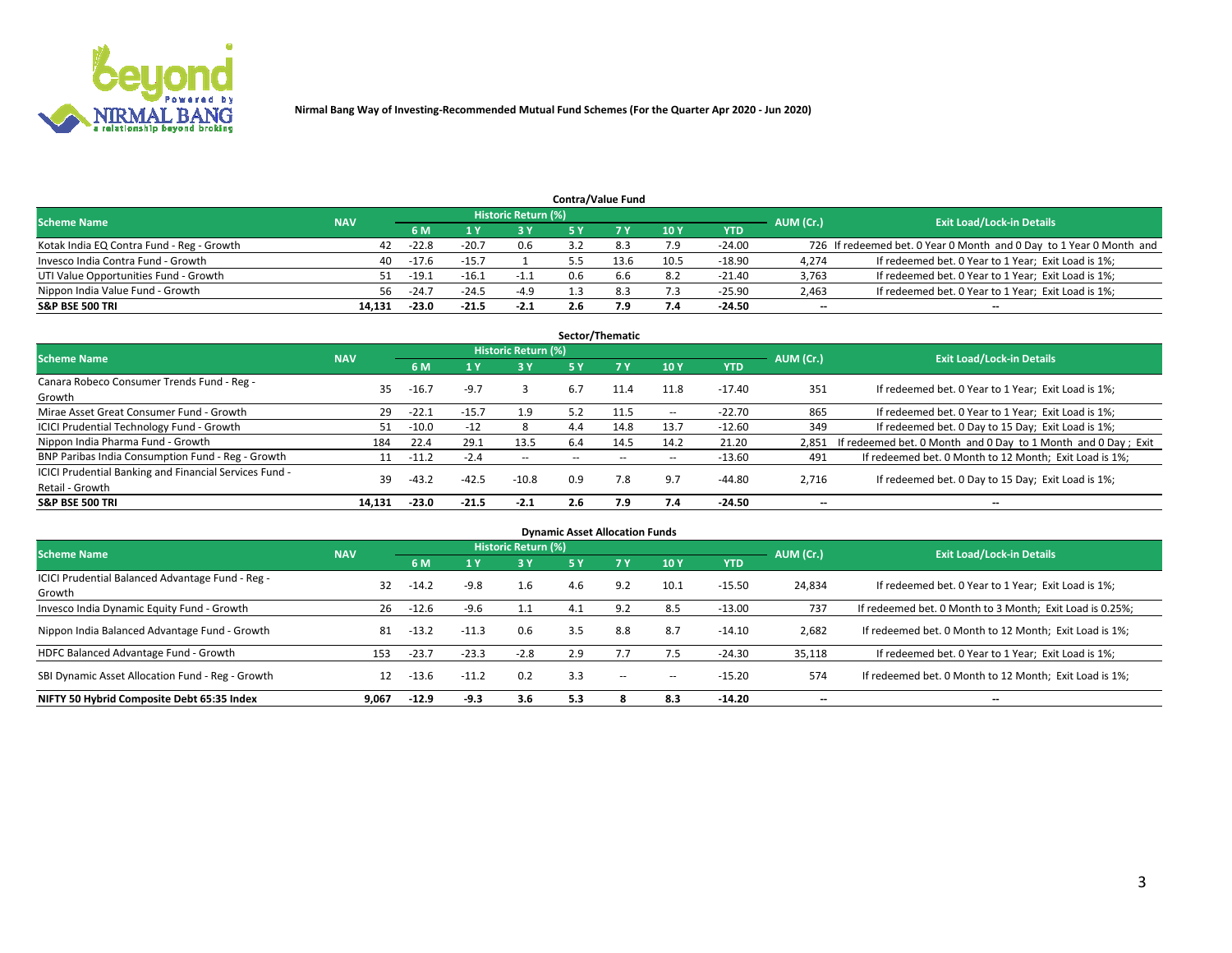Nirmal Bang Way of Investing-Recommended Mutual Fund Schemes (For the Quarter Apr 2020 - Jun 2020)

## Contra/Value Fund

| Scheme Name | NAV | Historic Return (%) | | | | | | | AUM (Cr.) | Exit Load/Lock-in Details |
|---|---|---|---|---|---|---|---|---|---|---|
| | | 6 M | 1 Y | 3 Y | 5 Y | 7 Y | 10 Y | YTD | | |
| Kotak India EQ Contra Fund - Reg - Growth | 42 | -22.8 | -20.7 | 0.6 | 3.2 | 8.3 | 7.9 | -24.00 | 726 | If redeemed bet. 0 Year 0 Month and 0 Day to 1 Year 0 Month and |
| Invesco India Contra Fund - Growth | 40 | -17.6 | -15.7 | 1 | 5.5 | 13.6 | 10.5 | -18.90 | 4,274 | If redeemed bet. 0 Year to 1 Year; Exit Load is 1%; |
| UTI Value Opportunities Fund - Growth | 51 | -19.1 | -16.1 | -1.1 | 0.6 | 6.6 | 8.2 | -21.40 | 3,763 | If redeemed bet. 0 Year to 1 Year; Exit Load is 1%; |
| Nippon India Value Fund - Growth | 56 | -24.7 | -24.5 | -4.9 | 1.3 | 8.3 | 7.3 | -25.90 | 2,463 | If redeemed bet. 0 Year to 1 Year; Exit Load is 1%; |
| **S&P BSE 500 TRI** | **14,131** | **-23.0** | **-21.5** | **-2.1** | **2.6** | **7.9** | **7.4** | **-24.50** | -- | -- |

## Sector/Thematic

| Scheme Name | NAV | Historic Return (%) | | | | | | | AUM (Cr.) | Exit Load/Lock-in Details |
|---|---|---|---|---|---|---|---|---|---|---|
| | | 6 M | 1 Y | 3 Y | 5 Y | 7 Y | 10 Y | YTD | | |
| Canara Robeco Consumer Trends Fund - Reg - Growth | 35 | -16.7 | -9.7 | 3 | 6.7 | 11.4 | 11.8 | -17.40 | 351 | If redeemed bet. 0 Year to 1 Year; Exit Load is 1%; |
| Mirae Asset Great Consumer Fund - Growth | 29 | -22.1 | -15.7 | 1.9 | 5.2 | 11.5 | -- | -22.70 | 865 | If redeemed bet. 0 Year to 1 Year; Exit Load is 1%; |
| ICICI Prudential Technology Fund - Growth | 51 | -10.0 | -12 | 8 | 4.4 | 14.8 | 13.7 | -12.60 | 349 | If redeemed bet. 0 Day to 15 Day; Exit Load is 1%; |
| Nippon India Pharma Fund - Growth | 184 | 22.4 | 29.1 | 13.5 | 6.4 | 14.5 | 14.2 | 21.20 | 2,851 | If redeemed bet. 0 Month and 0 Day to 1 Month and 0 Day ; Exit |
| BNP Paribas India Consumption Fund - Reg - Growth | 11 | -11.2 | -2.4 | -- | -- | -- | -- | -13.60 | 491 | If redeemed bet. 0 Month to 12 Month; Exit Load is 1%; |
| ICICI Prudential Banking and Financial Services Fund - Retail - Growth | 39 | -43.2 | -42.5 | -10.8 | 0.9 | 7.8 | 9.7 | -44.80 | 2,716 | If redeemed bet. 0 Day to 15 Day; Exit Load is 1%; |
| **S&P BSE 500 TRI** | **14,131** | **-23.0** | **-21.5** | **-2.1** | **2.6** | **7.9** | **7.4** | **-24.50** | -- | -- |

## Dynamic Asset Allocation Funds

| Scheme Name | NAV | Historic Return (%) | | | | | | | AUM (Cr.) | Exit Load/Lock-in Details |
|---|---|---|---|---|---|---|---|---|---|---|
| | | 6 M | 1 Y | 3 Y | 5 Y | 7 Y | 10 Y | YTD | | |
| ICICI Prudential Balanced Advantage Fund - Reg - Growth | 32 | -14.2 | -9.8 | 1.6 | 4.6 | 9.2 | 10.1 | -15.50 | 24,834 | If redeemed bet. 0 Year to 1 Year; Exit Load is 1%; |
| Invesco India Dynamic Equity Fund - Growth | 26 | -12.6 | -9.6 | 1.1 | 4.1 | 9.2 | 8.5 | -13.00 | 737 | If redeemed bet. 0 Month to 3 Month; Exit Load is 0.25%; |
| Nippon India Balanced Advantage Fund - Growth | 81 | -13.2 | -11.3 | 0.6 | 3.5 | 8.8 | 8.7 | -14.10 | 2,682 | If redeemed bet. 0 Month to 12 Month; Exit Load is 1%; |
| HDFC Balanced Advantage Fund - Growth | 153 | -23.7 | -23.3 | -2.8 | 2.9 | 7.7 | 7.5 | -24.30 | 35,118 | If redeemed bet. 0 Year to 1 Year; Exit Load is 1%; |
| SBI Dynamic Asset Allocation Fund - Reg - Growth | 12 | -13.6 | -11.2 | 0.2 | 3.3 | -- | -- | -15.20 | 574 | If redeemed bet. 0 Month to 12 Month; Exit Load is 1%; |
| **NIFTY 50 Hybrid Composite Debt 65:35 Index** | **9,067** | **-12.9** | **-9.3** | **3.6** | **5.3** | **8** | **8.3** | **-14.20** | -- | -- |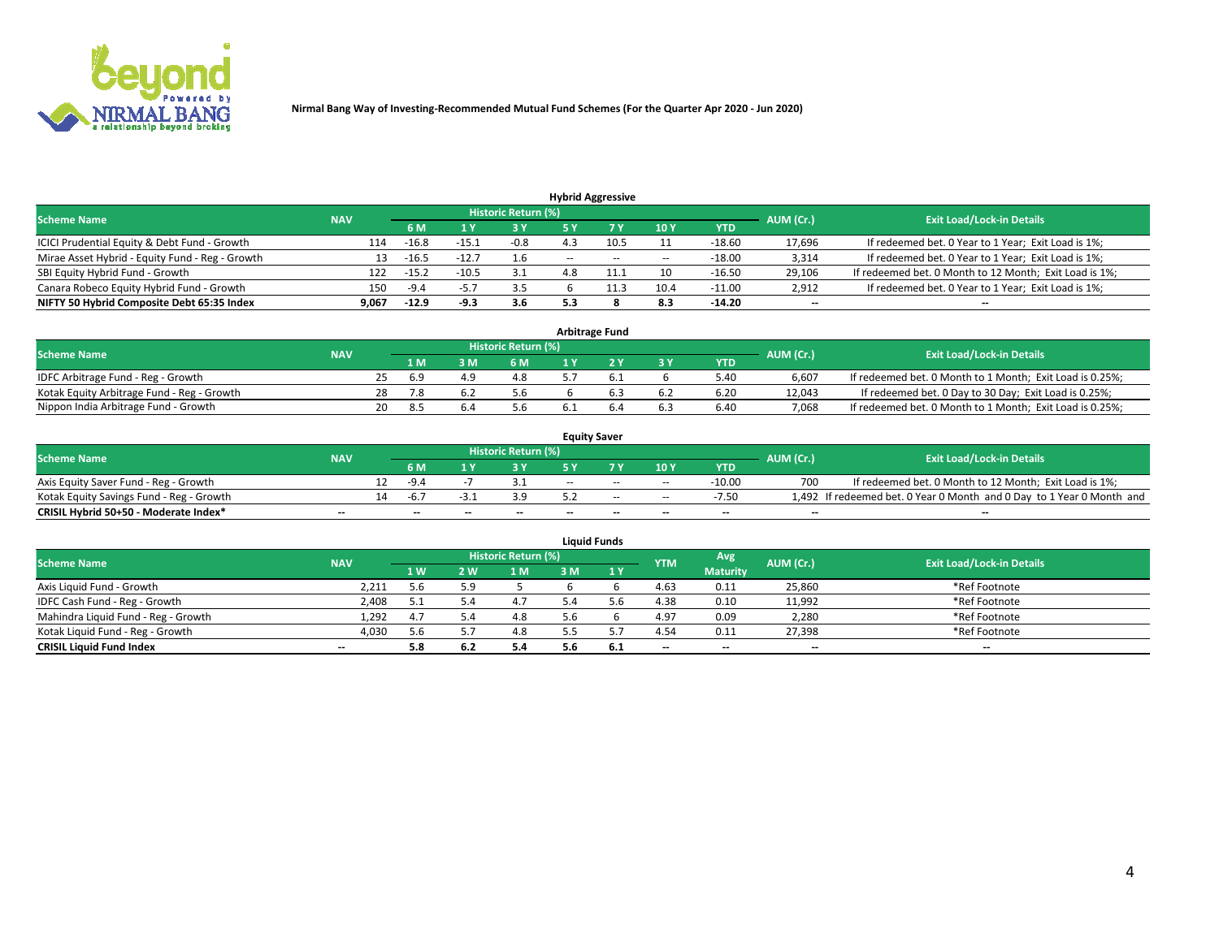Nirmal Bang Way of Investing-Recommended Mutual Fund Schemes (For the Quarter Apr 2020 - Jun 2020)

### Hybrid Aggressive

| Scheme Name | NAV | Historic Return (%) | | | | | | | AUM (Cr.) | Exit Load/Lock-in Details |
|---|---|---|---|---|---|---|---|---|---|---|
| | | 6 M | 1 Y | 3 Y | 5 Y | 7 Y | 10 Y | YTD | | |
| ICICI Prudential Equity & Debt Fund - Growth | 114 | -16.8 | -15.1 | -0.8 | 4.3 | 10.5 | 11 | -18.60 | 17,696 | If redeemed bet. 0 Year to 1 Year; Exit Load is 1%; |
| Mirae Asset Hybrid - Equity Fund - Reg - Growth | 13 | -16.5 | -12.7 | 1.6 | -- | -- | -- | -18.00 | 3,314 | If redeemed bet. 0 Year to 1 Year; Exit Load is 1%; |
| SBI Equity Hybrid Fund - Growth | 122 | -15.2 | -10.5 | 3.1 | 4.8 | 11.1 | 10 | -16.50 | 29,106 | If redeemed bet. 0 Month to 12 Month; Exit Load is 1%; |
| Canara Robeco Equity Hybrid Fund - Growth | 150 | -9.4 | -5.7 | 3.5 | 6 | 11.3 | 10.4 | -11.00 | 2,912 | If redeemed bet. 0 Year to 1 Year; Exit Load is 1%; |
| **NIFTY 50 Hybrid Composite Debt 65:35 Index** | **9,067** | **-12.9** | **-9.3** | **3.6** | **5.3** | **8** | **8.3** | **-14.20** | **--** | **--** |

### Arbitrage Fund

| Scheme Name | NAV | Historic Return (%) | | | | | | | AUM (Cr.) | Exit Load/Lock-in Details |
|---|---|---|---|---|---|---|---|---|---|---|
| | | 1 M | 3 M | 6 M | 1 Y | 2 Y | 3 Y | YTD | | |
| IDFC Arbitrage Fund - Reg - Growth | 25 | 6.9 | 4.9 | 4.8 | 5.7 | 6.1 | 6 | 5.40 | 6,607 | If redeemed bet. 0 Month to 1 Month; Exit Load is 0.25%; |
| Kotak Equity Arbitrage Fund - Reg - Growth | 28 | 7.8 | 6.2 | 5.6 | 6 | 6.3 | 6.2 | 6.20 | 12,043 | If redeemed bet. 0 Day to 30 Day; Exit Load is 0.25%; |
| Nippon India Arbitrage Fund - Growth | 20 | 8.5 | 6.4 | 5.6 | 6.1 | 6.4 | 6.3 | 6.40 | 7,068 | If redeemed bet. 0 Month to 1 Month; Exit Load is 0.25%; |

### Equity Saver

| Scheme Name | NAV | Historic Return (%) | | | | | | | AUM (Cr.) | Exit Load/Lock-in Details |
|---|---|---|---|---|---|---|---|---|---|---|
| | | 6 M | 1 Y | 3 Y | 5 Y | 7 Y | 10 Y | YTD | | |
| Axis Equity Saver Fund - Reg - Growth | 12 | -9.4 | -7 | 3.1 | -- | -- | -- | -10.00 | 700 | If redeemed bet. 0 Month to 12 Month; Exit Load is 1%; |
| Kotak Equity Savings Fund - Reg - Growth | 14 | -6.7 | -3.1 | 3.9 | 5.2 | -- | -- | -7.50 | 1,492 | If redeemed bet. 0 Year 0 Month and 0 Day to 1 Year 0 Month and |
| **CRISIL Hybrid 50+50 - Moderate Index*** | **--** | **--** | **--** | **--** | **--** | **--** | **--** | **--** | **--** | **--** |

### Liquid Funds

| Scheme Name | NAV | Historic Return (%) | | | | | YTM | Avg Maturity | AUM (Cr.) | Exit Load/Lock-in Details |
|---|---|---|---|---|---|---|---|---|---|---|
| | | 1 W | 2 W | 1 M | 3 M | 1 Y | | | | |
| Axis Liquid Fund - Growth | 2,211 | 5.6 | 5.9 | 5 | 6 | 6 | 4.63 | 0.11 | 25,860 | *Ref Footnote |
| IDFC Cash Fund - Reg - Growth | 2,408 | 5.1 | 5.4 | 4.7 | 5.4 | 5.6 | 4.38 | 0.10 | 11,992 | *Ref Footnote |
| Mahindra Liquid Fund - Reg - Growth | 1,292 | 4.7 | 5.4 | 4.8 | 5.6 | 6 | 4.97 | 0.09 | 2,280 | *Ref Footnote |
| Kotak Liquid Fund - Reg - Growth | 4,030 | 5.6 | 5.7 | 4.8 | 5.5 | 5.7 | 4.54 | 0.11 | 27,398 | *Ref Footnote |
| **CRISIL Liquid Fund Index** | **--** | **5.8** | **6.2** | **5.4** | **5.6** | **6.1** | **--** | **--** | **--** | **--** |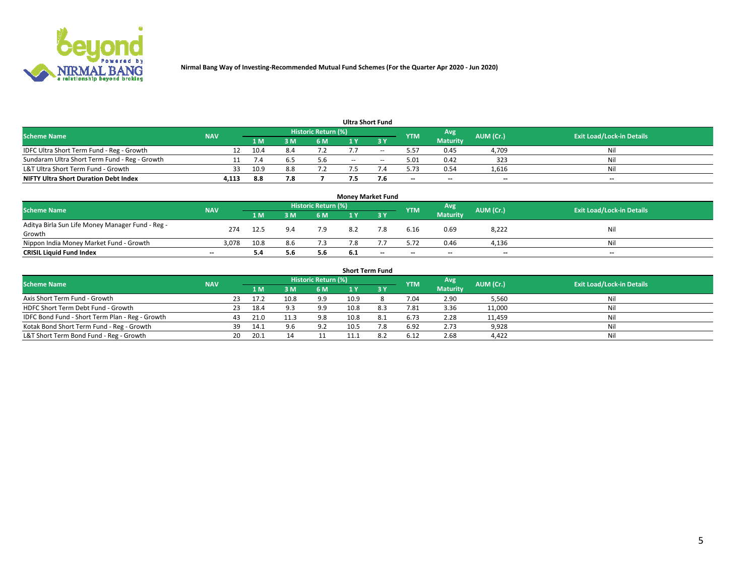Nirmal Bang Way of Investing-Recommended Mutual Fund Schemes (For the Quarter Apr 2020 - Jun 2020)

### Ultra Short Fund

| Scheme Name | NAV | Historic Return (%) | | | | | YTM | Avg Maturity | AUM (Cr.) | Exit Load/Lock-in Details |
|---|---|---|---|---|---|---|---|---|---|---|
| | | 1 M | 3 M | 6 M | 1 Y | 3 Y | | | | |
| IDFC Ultra Short Term Fund - Reg - Growth | 12 | 10.4 | 8.4 | 7.2 | 7.7 | -- | 5.57 | 0.45 | 4,709 | Nil |
| Sundaram Ultra Short Term Fund - Reg - Growth | 11 | 7.4 | 6.5 | 5.6 | -- | -- | 5.01 | 0.42 | 323 | Nil |
| L&T Ultra Short Term Fund - Growth | 33 | 10.9 | 8.8 | 7.2 | 7.5 | 7.4 | 5.73 | 0.54 | 1,616 | Nil |
| **NIFTY Ultra Short Duration Debt Index** | **4,113** | **8.8** | **7.8** | **7** | **7.5** | **7.6** | **--** | **--** | **--** | **--** |

### Money Market Fund

| Scheme Name | NAV | Historic Return (%) | | | | | YTM | Avg Maturity | AUM (Cr.) | Exit Load/Lock-in Details |
|---|---|---|---|---|---|---|---|---|---|---|
| | | 1 M | 3 M | 6 M | 1 Y | 3 Y | | | | |
| Aditya Birla Sun Life Money Manager Fund - Reg - Growth | 274 | 12.5 | 9.4 | 7.9 | 8.2 | 7.8 | 6.16 | 0.69 | 8,222 | Nil |
| Nippon India Money Market Fund - Growth | 3,078 | 10.8 | 8.6 | 7.3 | 7.8 | 7.7 | 5.72 | 0.46 | 4,136 | Nil |
| **CRISIL Liquid Fund Index** | **--** | **5.4** | **5.6** | **5.6** | **6.1** | **--** | **--** | **--** | **--** | **--** |

### Short Term Fund

| Scheme Name | NAV | Historic Return (%) | | | | | YTM | Avg Maturity | AUM (Cr.) | Exit Load/Lock-in Details |
|---|---|---|---|---|---|---|---|---|---|---|
| | | 1 M | 3 M | 6 M | 1 Y | 3 Y | | | | |
| Axis Short Term Fund - Growth | 23 | 17.2 | 10.8 | 9.9 | 10.9 | 8 | 7.04 | 2.90 | 5,560 | Nil |
| HDFC Short Term Debt Fund - Growth | 23 | 18.4 | 9.3 | 9.9 | 10.8 | 8.3 | 7.81 | 3.36 | 11,000 | Nil |
| IDFC Bond Fund - Short Term Plan - Reg - Growth | 43 | 21.0 | 11.3 | 9.8 | 10.8 | 8.1 | 6.73 | 2.28 | 11,459 | Nil |
| Kotak Bond Short Term Fund - Reg - Growth | 39 | 14.1 | 9.6 | 9.2 | 10.5 | 7.8 | 6.92 | 2.73 | 9,928 | Nil |
| L&T Short Term Bond Fund - Reg - Growth | 20 | 20.1 | 14 | 11 | 11.1 | 8.2 | 6.12 | 2.68 | 4,422 | Nil |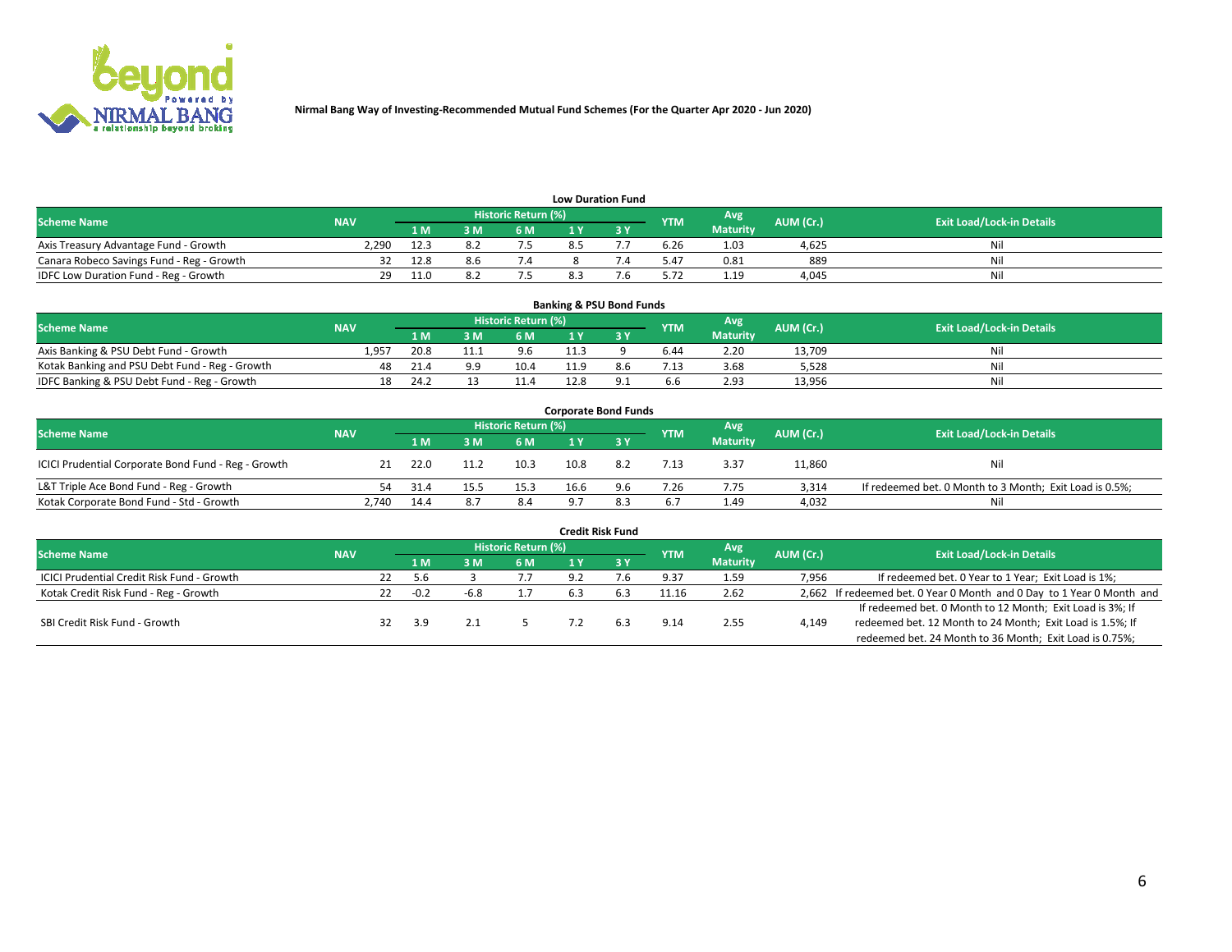Nirmal Bang Way of Investing-Recommended Mutual Fund Schemes (For the Quarter Apr 2020 - Jun 2020)

### Low Duration Fund

| Scheme Name | NAV | Historic Return (%) | | | | | YTM | Avg Maturity | AUM (Cr.) | Exit Load/Lock-in Details |
|---|---|---|---|---|---|---|---|---|---|---|
| | | 1 M | 3 M | 6 M | 1 Y | 3 Y | | | | |
| Axis Treasury Advantage Fund - Growth | 2,290 | 12.3 | 8.2 | 7.5 | 8.5 | 7.7 | 6.26 | 1.03 | 4,625 | Nil |
| Canara Robeco Savings Fund - Reg - Growth | 32 | 12.8 | 8.6 | 7.4 | 8 | 7.4 | 5.47 | 0.81 | 889 | Nil |
| IDFC Low Duration Fund - Reg - Growth | 29 | 11.0 | 8.2 | 7.5 | 8.3 | 7.6 | 5.72 | 1.19 | 4,045 | Nil |

### Banking & PSU Bond Funds

| Scheme Name | NAV | Historic Return (%) | | | | | YTM | Avg Maturity | AUM (Cr.) | Exit Load/Lock-in Details |
|---|---|---|---|---|---|---|---|---|---|---|
| | | 1 M | 3 M | 6 M | 1 Y | 3 Y | | | | |
| Axis Banking & PSU Debt Fund - Growth | 1,957 | 20.8 | 11.1 | 9.6 | 11.3 | 9 | 6.44 | 2.20 | 13,709 | Nil |
| Kotak Banking and PSU Debt Fund - Reg - Growth | 48 | 21.4 | 9.9 | 10.4 | 11.9 | 8.6 | 7.13 | 3.68 | 5,528 | Nil |
| IDFC Banking & PSU Debt Fund - Reg - Growth | 18 | 24.2 | 13 | 11.4 | 12.8 | 9.1 | 6.6 | 2.93 | 13,956 | Nil |

### Corporate Bond Funds

| Scheme Name | NAV | Historic Return (%) | | | | | YTM | Avg Maturity | AUM (Cr.) | Exit Load/Lock-in Details |
|---|---|---|---|---|---|---|---|---|---|---|
| | | 1 M | 3 M | 6 M | 1 Y | 3 Y | | | | |
| ICICI Prudential Corporate Bond Fund - Reg - Growth | 21 | 22.0 | 11.2 | 10.3 | 10.8 | 8.2 | 7.13 | 3.37 | 11,860 | Nil |
| L&T Triple Ace Bond Fund - Reg - Growth | 54 | 31.4 | 15.5 | 15.3 | 16.6 | 9.6 | 7.26 | 7.75 | 3,314 | If redeemed bet. 0 Month to 3 Month; Exit Load is 0.5%; |
| Kotak Corporate Bond Fund - Std - Growth | 2,740 | 14.4 | 8.7 | 8.4 | 9.7 | 8.3 | 6.7 | 1.49 | 4,032 | Nil |

### Credit Risk Fund

| Scheme Name | NAV | Historic Return (%) | | | | | YTM | Avg Maturity | AUM (Cr.) | Exit Load/Lock-in Details |
|---|---|---|---|---|---|---|---|---|---|---|
| | | 1 M | 3 M | 6 M | 1 Y | 3 Y | | | | |
| ICICI Prudential Credit Risk Fund - Growth | 22 | 5.6 | 3 | 7.7 | 9.2 | 7.6 | 9.37 | 1.59 | 7,956 | If redeemed bet. 0 Year to 1 Year; Exit Load is 1%; |
| Kotak Credit Risk Fund - Reg - Growth | 22 | -0.2 | -6.8 | 1.7 | 6.3 | 6.3 | 11.16 | 2.62 | 2,662 | If redeemed bet. 0 Year 0 Month and 0 Day to 1 Year 0 Month and |
| SBI Credit Risk Fund - Growth | 32 | 3.9 | 2.1 | 5 | 7.2 | 6.3 | 9.14 | 2.55 | 4,149 | If redeemed bet. 0 Month to 12 Month; Exit Load is 3%; If redeemed bet. 12 Month to 24 Month; Exit Load is 1.5%; If redeemed bet. 24 Month to 36 Month; Exit Load is 0.75%; |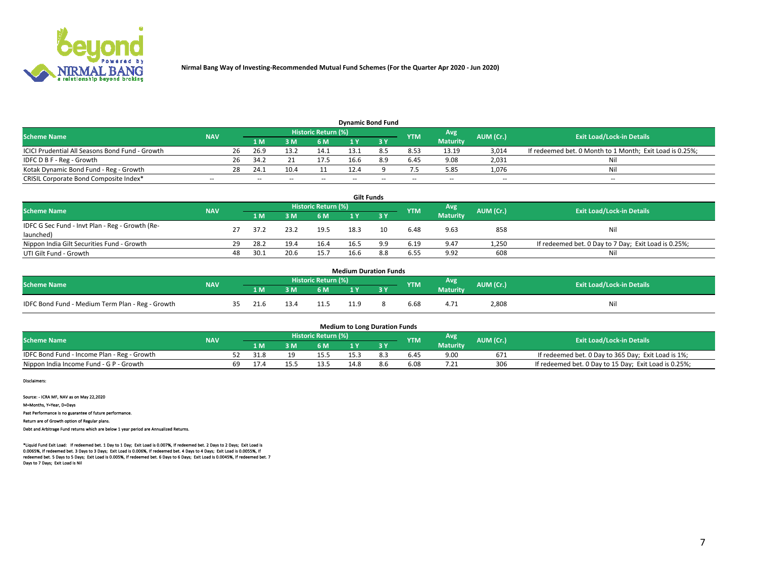Nirmal Bang Way of Investing-Recommended Mutual Fund Schemes (For the Quarter Apr 2020 - Jun 2020)

### Dynamic Bond Fund

| Scheme Name | NAV | Historic Return (%) | | | | | YTM | Avg Maturity | AUM (Cr.) | Exit Load/Lock-in Details |
|---|---|---|---|---|---|---|---|---|---|---|
| | | 1 M | 3 M | 6 M | 1 Y | 3 Y | | | | |
| ICICI Prudential All Seasons Bond Fund - Growth | 26 | 26.9 | 13.2 | 14.1 | 13.1 | 8.5 | 8.53 | 13.19 | 3,014 | If redeemed bet. 0 Month to 1 Month; Exit Load is 0.25%; |
| IDFC D B F - Reg - Growth | 26 | 34.2 | 21 | 17.5 | 16.6 | 8.9 | 6.45 | 9.08 | 2,031 | Nil |
| Kotak Dynamic Bond Fund - Reg - Growth | 28 | 24.1 | 10.4 | 11 | 12.4 | 9 | 7.5 | 5.85 | 1,076 | Nil |
| CRISIL Corporate Bond Composite Index* | -- | -- | -- | -- | -- | -- | -- | -- | -- | -- |

### Gilt Funds

| Scheme Name | NAV | Historic Return (%) | | | | | YTM | Avg Maturity | AUM (Cr.) | Exit Load/Lock-in Details |
|---|---|---|---|---|---|---|---|---|---|---|
| | | 1 M | 3 M | 6 M | 1 Y | 3 Y | | | | |
| IDFC G Sec Fund - Invt Plan - Reg - Growth (Re-launched) | 27 | 37.2 | 23.2 | 19.5 | 18.3 | 10 | 6.48 | 9.63 | 858 | Nil |
| Nippon India Gilt Securities Fund - Growth | 29 | 28.2 | 19.4 | 16.4 | 16.5 | 9.9 | 6.19 | 9.47 | 1,250 | If redeemed bet. 0 Day to 7 Day; Exit Load is 0.25%; |
| UTI Gilt Fund - Growth | 48 | 30.1 | 20.6 | 15.7 | 16.6 | 8.8 | 6.55 | 9.92 | 608 | Nil |

### Medium Duration Funds

| Scheme Name | NAV | Historic Return (%) | | | | | YTM | Avg Maturity | AUM (Cr.) | Exit Load/Lock-in Details |
|---|---|---|---|---|---|---|---|---|---|---|
| | | 1 M | 3 M | 6 M | 1 Y | 3 Y | | | | |
| IDFC Bond Fund - Medium Term Plan - Reg - Growth | 35 | 21.6 | 13.4 | 11.5 | 11.9 | 8 | 6.68 | 4.71 | 2,808 | Nil |

### Medium to Long Duration Funds

| Scheme Name | NAV | Historic Return (%) | | | | | YTM | Avg Maturity | AUM (Cr.) | Exit Load/Lock-in Details |
|---|---|---|---|---|---|---|---|---|---|---|
| | | 1 M | 3 M | 6 M | 1 Y | 3 Y | | | | |
| IDFC Bond Fund - Income Plan - Reg - Growth | 52 | 31.8 | 19 | 15.5 | 15.3 | 8.3 | 6.45 | 9.00 | 671 | If redeemed bet. 0 Day to 365 Day; Exit Load is 1%; |
| Nippon India Income Fund - G P - Growth | 69 | 17.4 | 15.5 | 13.5 | 14.8 | 8.6 | 6.08 | 7.21 | 306 | If redeemed bet. 0 Day to 15 Day; Exit Load is 0.25%; |

Disclaimers:

Source: - ICRA MF, NAV as on May 22,2020

M=Months, Y=Year, D=Days

Past Performance is no guarantee of future performance.

Return are of Growth option of Regular plans.

Debt and Arbitrage Fund returns which are below 1 year period are Annualized Returns.

*Liquid Fund Exit Load: If redeemed bet. 1 Day to 1 Day; Exit Load is 0.007%, If redeemed bet. 2 Days to 2 Days; Exit Load is 0.0065%, If redeemed bet. 3 Days to 3 Days; Exit Load is 0.006%, If redeemed bet. 4 Days to 4 Days; Exit Load is 0.0055%, If redeemed bet. 5 Days to 5 Days; Exit Load is 0.005%, If redeemed bet. 6 Days to 6 Days; Exit Load is 0.0045%, If redeemed bet. 7 Days to 7 Days; Exit Load is Nil